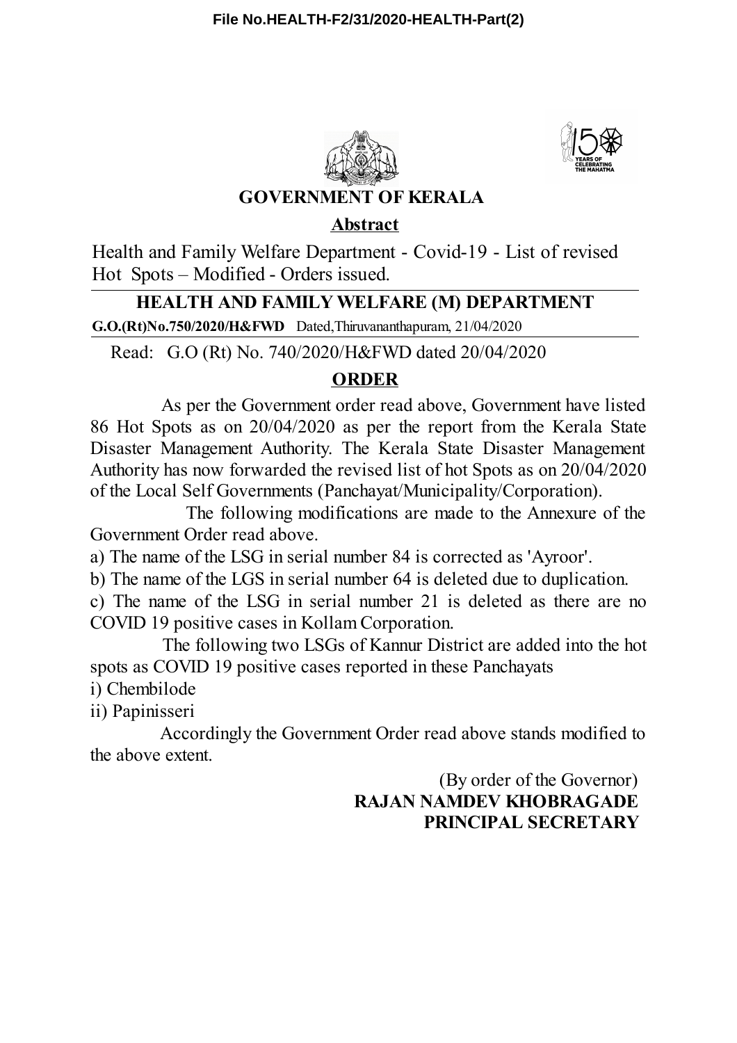File No.HEALTH-F2/31/2020-HEALTH-Part(2)

# GOVERNMENT OF KERALA

## Abstract

Health and Family Welfare Department - Covid-19 - List of revised Hot Spots – Modified - Orders issued.

### HEALTH AND FAMILY WELFARE (M) DEPARTMENT

**G.O.(Rt)No.750/2020/H&FWD** Dated,Thiruvananthapuram, 21/04/2020

Read: G.O (Rt) No. 740/2020/H&FWD dated 20/04/2020

## ORDER

As per the Government order read above, Government have listed 86 Hot Spots as on 20/04/2020 as per the report from the Kerala State Disaster Management Authority. The Kerala State Disaster Management Authority has now forwarded the revised list of hot Spots as on 20/04/2020 of the Local Self Governments (Panchayat/Municipality/Corporation).

The following modifications are made to the Annexure of the Government Order read above.

a) The name of the LSG in serial number 84 is corrected as 'Ayroor'.

b) The name of the LGS in serial number 64 is deleted due to duplication.

c) The name of the LSG in serial number 21 is deleted as there are no COVID 19 positive cases in Kollam Corporation.

The following two LSGs of Kannur District are added into the hot spots as COVID 19 positive cases reported in these Panchayats

i) Chembilode

ii) Papinisseri

Accordingly the Government Order read above stands modified to the above extent.

(By order of the Governor)
**RAJAN NAMDEV KHOBRAGADE**
**PRINCIPAL SECRETARY**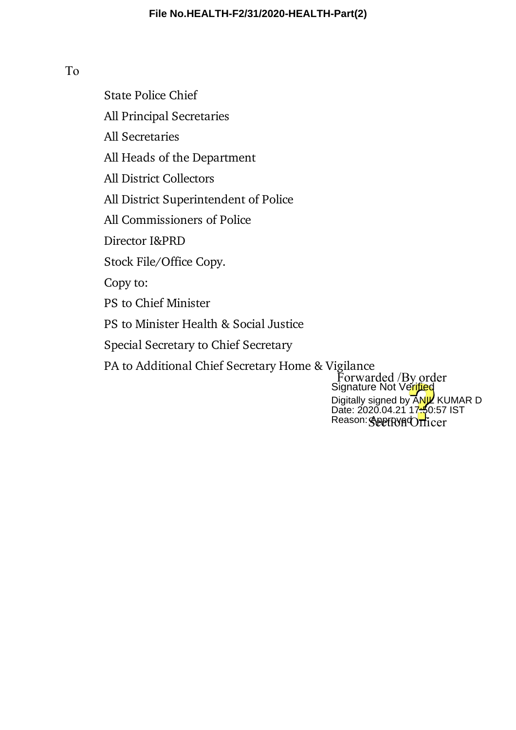To

State Police Chief

All Principal Secretaries

All Secretaries

All Heads of the Department

All District Collectors

All District Superintendent of Police

All Commissioners of Police

Director I&PRD

Stock File/Office Copy.

Copy to:

PS to Chief Minister

PS to Minister Health & Social Justice

Special Secretary to Chief Secretary

PA to Additional Chief Secretary Home & Vigilance

Forwarded /By order

Signature Not Verified
Digitally signed by ANIL KUMAR D
Date: 2020.04.21 17:50:57 IST
Reason: Approved

Section Officer